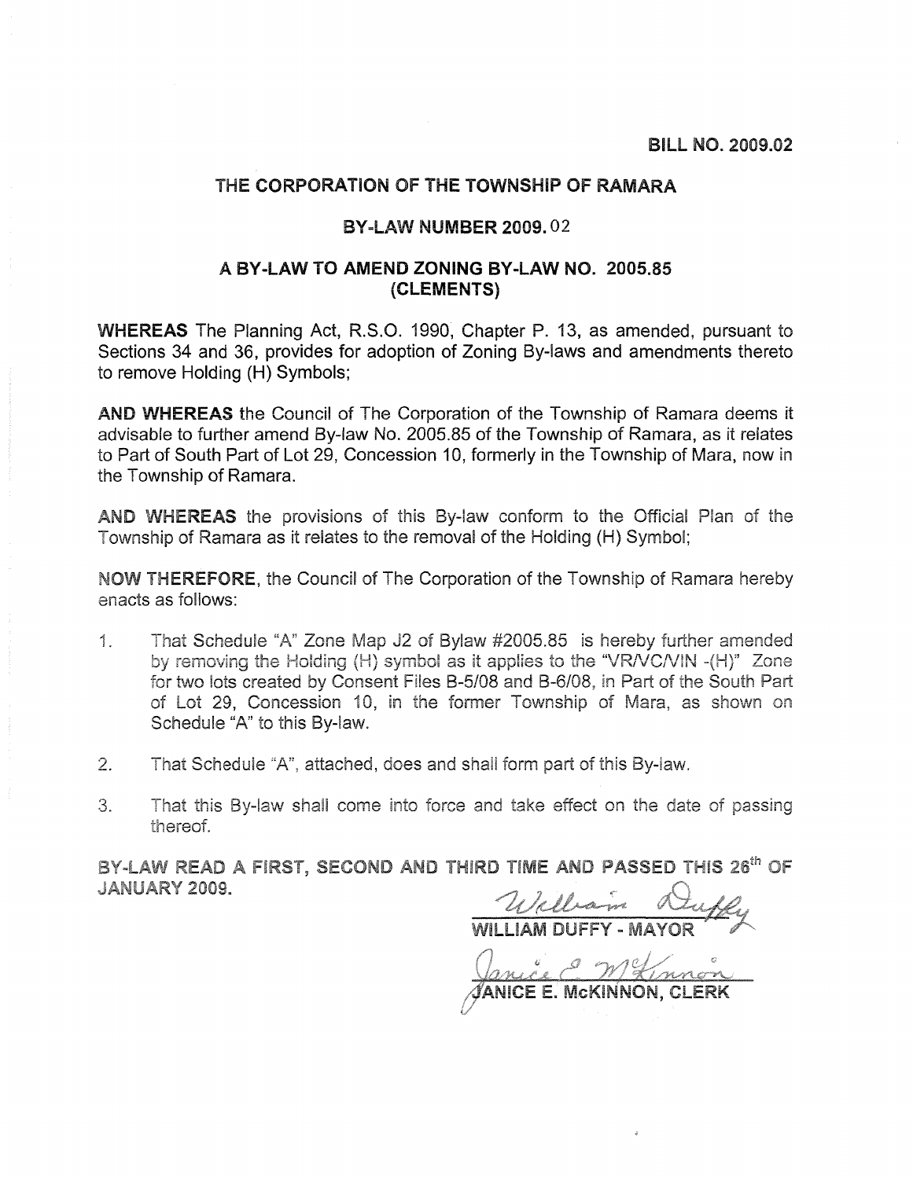**BILL NO. 2009.02**

## THE CORPORATION OF THE TOWNSHIP OF RAMARA

### BY-LAW NUMBER 2009.02

### A BY-LAW TO AMEND ZONING BY-LAW NO. 2005.85 (CLEMENTS)

**WHEREAS** The Planning Act, R.S.O. 1990, Chapter P. 13, as amended, pursuant to Sections 34 and 36, provides for adoption of Zoning By-laws and amendments thereto to remove Holding (H) Symbols;

**AND WHEREAS** the Council of The Corporation of the Township of Ramara deems it advisable to further amend By-law No. 2005.85 of the Township of Ramara, as it relates to Part of South Part of Lot 29, Concession 10, formerly in the Township of Mara, now in the Township of Ramara.

**AND WHEREAS** the provisions of this By-law conform to the Official Plan of the Township of Ramara as it relates to the removal of the Holding (H) Symbol;

**NOW THEREFORE**, the Council of The Corporation of the Township of Ramara hereby enacts as follows:

1. That Schedule "A" Zone Map J2 of Bylaw #2005.85 is hereby further amended by removing the Holding (H) symbol as it applies to the "VR/VC/VIN -(H)" Zone for two lots created by Consent Files B-5/08 and B-6/08, in Part of the South Part of Lot 29, Concession 10, in the former Township of Mara, as shown on Schedule "A" to this By-law.
2. That Schedule "A", attached, does and shall form part of this By-law.
3. That this By-law shall come into force and take effect on the date of passing thereof.

**BY-LAW READ A FIRST, SECOND AND THIRD TIME AND PASSED THIS 26th OF JANUARY 2009.**

William Duffy
**WILLIAM DUFFY - MAYOR**

Janice E. McKinnon
**JANICE E. McKINNON, CLERK**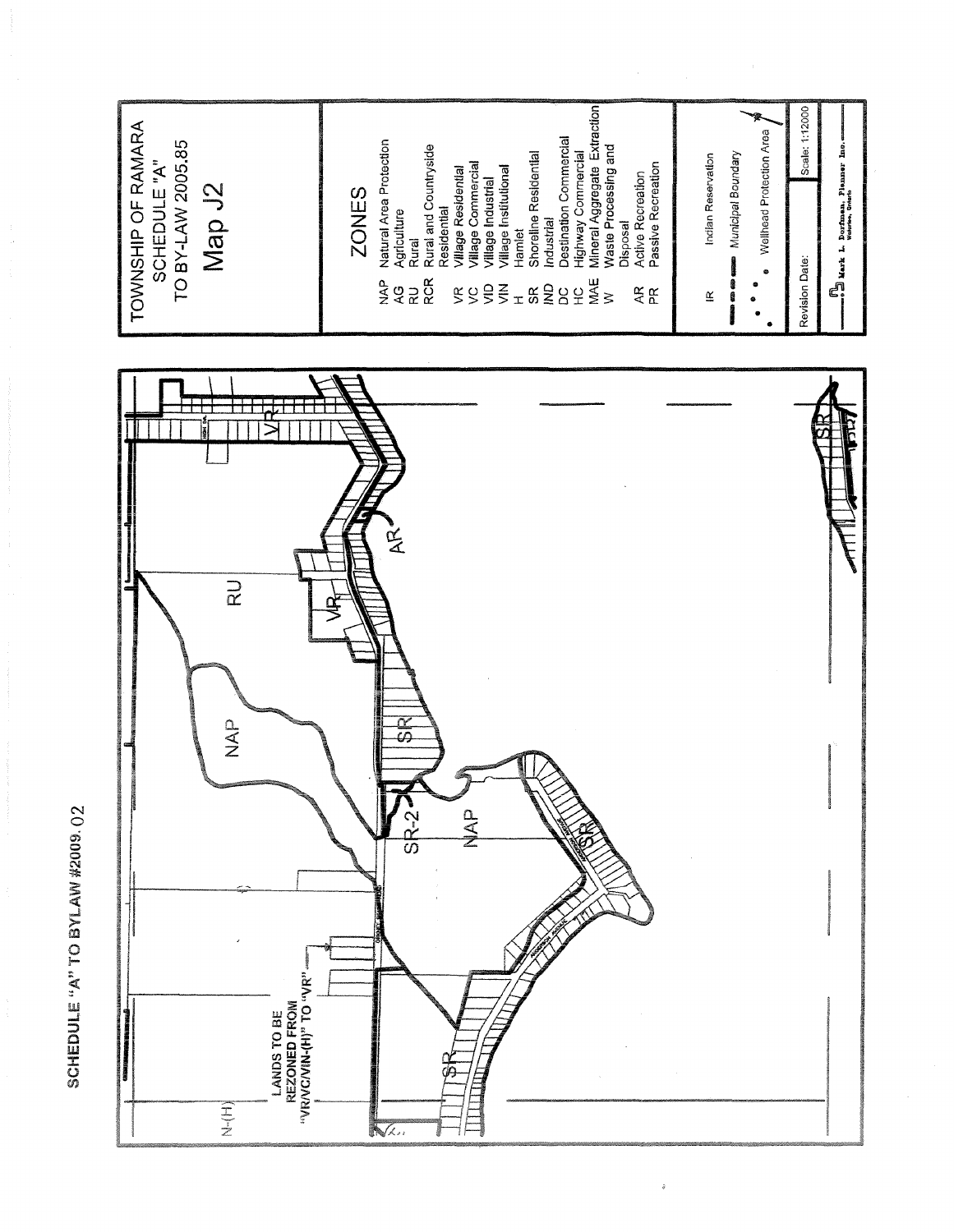SCHEDULE "A" TO BYLAW #2009.02

LANDS TO BE REZONED FROM "VR/VC/VIN-(H)" TO "VR"

N-(H)

NAP

RU

VR

AR

SR

SR-2

SR

TOWNSHIP OF RAMARA
SCHEDULE "A"
TO BY-LAW 2005.85

Map J2

ZONES

NAP Natural Area Protection
AG Agriculture
RU Rural
RCR Rural and Countryside Residential
VR Village Residential
VC Village Commercial
VID Village Industrial
VIN Village Institutional
H Hamlet
SR Shoreline Residential
IND Industrial
DC Destination Commercial
HC Highway Commercial
MAE Mineral Aggregate Extraction
W Waste Processing and Disposal
AR Active Recreation
PR Passive Recreation

IR Indian Reservation

Municipal Boundary

Wellhead Protection Area

Revision Date:

Scale: 1:12000

Mark L. Dorfman, Planner Inc.